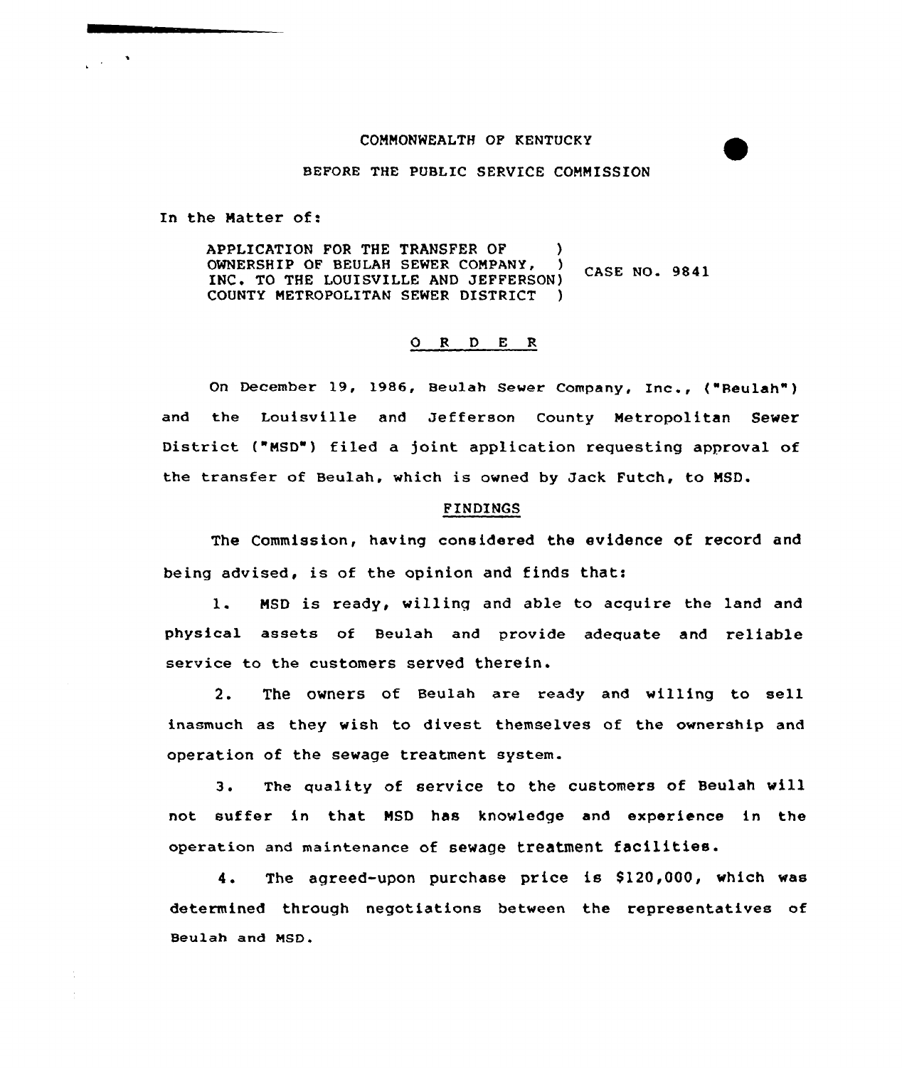COMMONWEALTH OF KENTUCKY

BEFORE THE PUBLIC SERVICE COMMISSION

In the Matter of:

APPLICATION FOR THE TRANSFER OF OWNERSHIP OF BEULAH SEWER COMPANY, INC. TO THE LOUISVILLE AND JEFFERSON COUNTY METROPOLITAN SEWER DISTRICT ) CASE NO. 9841

## O R D E R

On December 19, 1986, Beulah Sewer Company, Inc., ("Beulah") and the Louisville and Jefferson County Metropolitan Sewer District ("MSD") filed a joint application requesting approval of the transfer of Beulah, which is owned by Jack Futch, to MSD.

### FINDINGS

The Commission, having considered the evidence of record and being advised, is of the opinion and finds that:

1. MSD is ready, willing and able to acquire the land and physical assets of Beulah and provide adequate and reliable service to the customers served therein.

2. The owners of Beulah are ready and willing to sell inasmuch as they wish to divest themselves of the ownership and operation of the sewage treatment system.

3. The quality of service to the customers of Beulah will not suffer in that MSD has knowledge and experience in the operation and maintenance of sewage treatment facilities.

4. The agreed-upon purchase price is $120,000, which was determined through negotiations between the representatives of Beulah and MSD.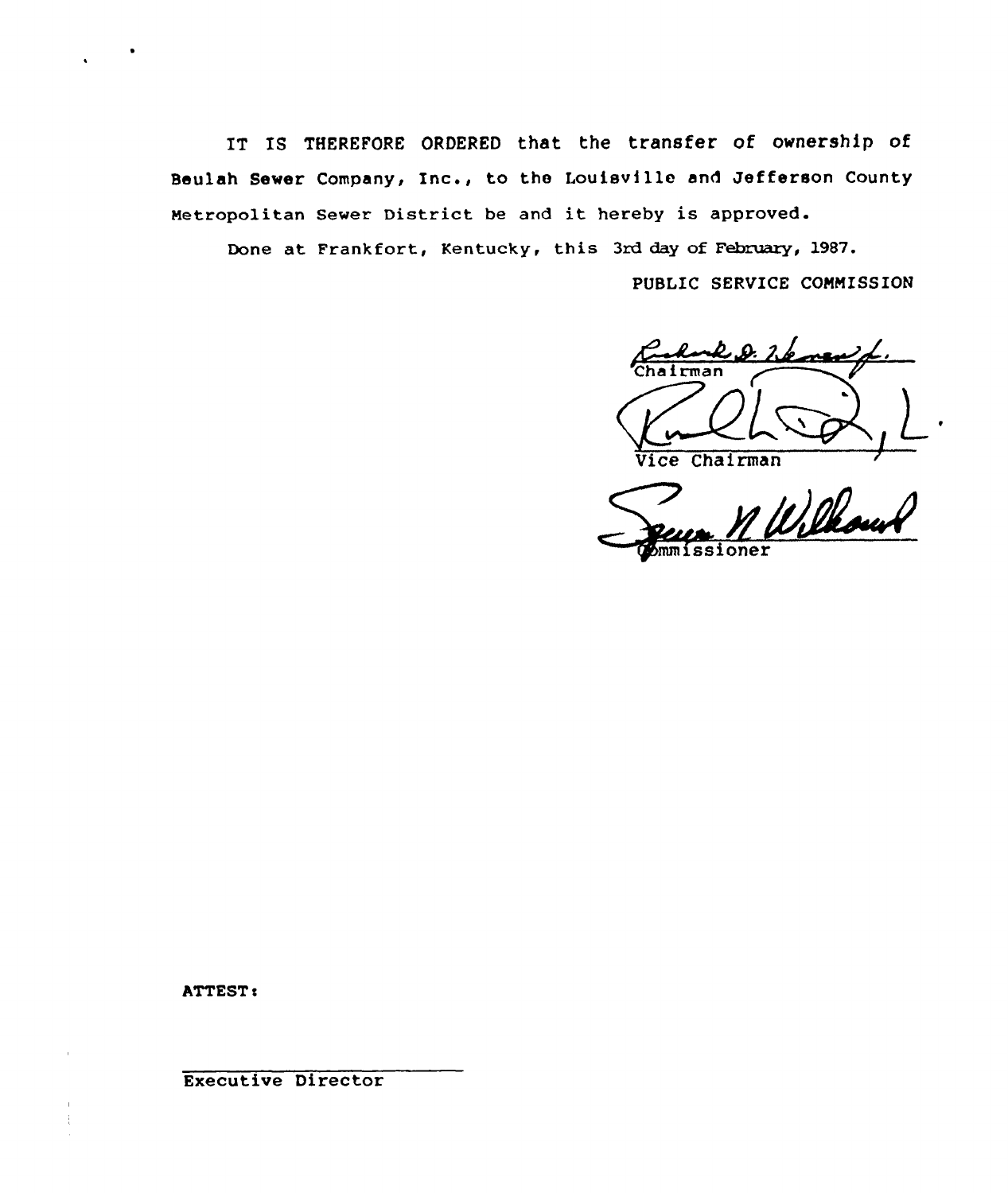IT IS THEREFORE ORDERED that the transfer of ownership of Beulah Sewer Company, Inc., to the Louisville and Jefferson County Metropolitan Sewer District be and it hereby is approved.

Done at Frankfort, Kentucky, this 3rd day of February, 1987.

PUBLIC SERVICE COMMISSION

Chairman

Vice Chairman

Commissioner

ATTEST:

Executive Director